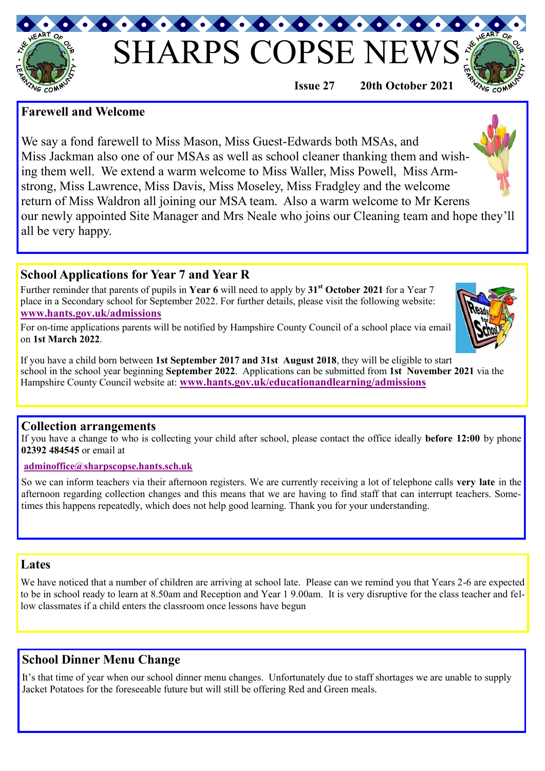# SHARPS COPSE NEWS

**Issue 27** **20th October 2021**

## Farewell and Welcome

We say a fond farewell to Miss Mason, Miss Guest-Edwards both MSAs, and Miss Jackman also one of our MSAs as well as school cleaner thanking them and wishing them well. We extend a warm welcome to Miss Waller, Miss Powell, Miss Armstrong, Miss Lawrence, Miss Davis, Miss Moseley, Miss Fradgley and the welcome return of Miss Waldron all joining our MSA team. Also a warm welcome to Mr Kerens our newly appointed Site Manager and Mrs Neale who joins our Cleaning team and hope they'll all be very happy.

## School Applications for Year 7 and Year R

Further reminder that parents of pupils in **Year 6** will need to apply by **31st October 2021** for a Year 7 place in a Secondary school for September 2022. For further details, please visit the following website: **www.hants.gov.uk/admissions**

For on-time applications parents will be notified by Hampshire County Council of a school place via email on **1st March 2022**.

If you have a child born between **1st September 2017 and 31st August 2018**, they will be eligible to start school in the school year beginning **September 2022**. Applications can be submitted from **1st November 2021** via the Hampshire County Council website at: **www.hants.gov.uk/educationandlearning/admissions**

## Collection arrangements

If you have a change to who is collecting your child after school, please contact the office ideally **before 12:00** by phone **02392 484545** or email at

**adminoffice@sharpscopse.hants.sch.uk**

So we can inform teachers via their afternoon registers. We are currently receiving a lot of telephone calls **very late** in the afternoon regarding collection changes and this means that we are having to find staff that can interrupt teachers. Sometimes this happens repeatedly, which does not help good learning. Thank you for your understanding.

## Lates

We have noticed that a number of children are arriving at school late. Please can we remind you that Years 2-6 are expected to be in school ready to learn at 8.50am and Reception and Year 1 9.00am. It is very disruptive for the class teacher and fellow classmates if a child enters the classroom once lessons have begun

## School Dinner Menu Change

It's that time of year when our school dinner menu changes. Unfortunately due to staff shortages we are unable to supply Jacket Potatoes for the foreseeable future but will still be offering Red and Green meals.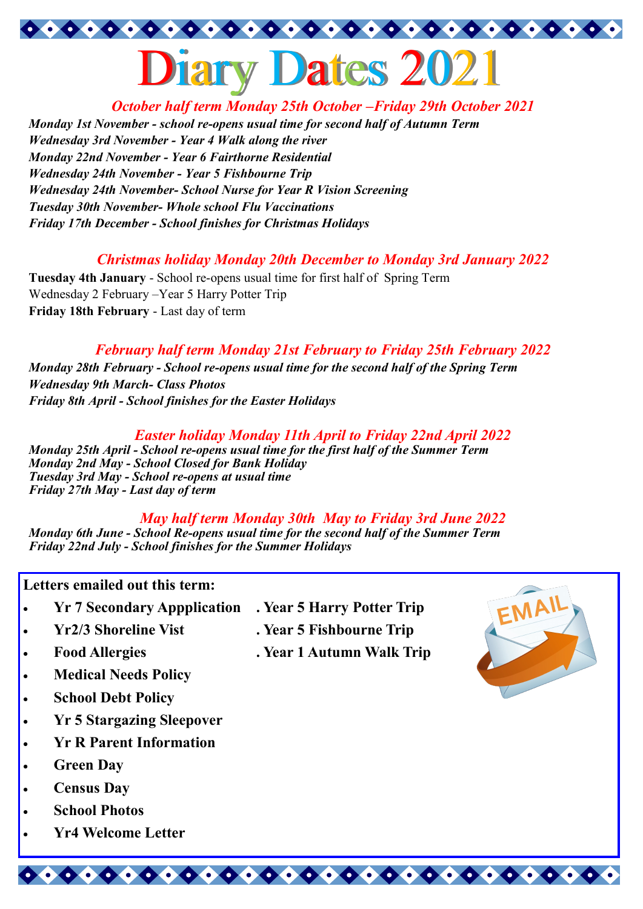# Diary Dates 2021

***October half term Monday 25th October –Friday 29th October 2021***

***Monday 1st November - school re-opens usual time for second half of Autumn Term***
***Wednesday 3rd November - Year 4 Walk along the river***
***Monday 22nd November - Year 6 Fairthorne Residential***
***Wednesday 24th November - Year 5 Fishbourne Trip***
***Wednesday 24th November- School Nurse for Year R Vision Screening***
***Tuesday 30th November- Whole school Flu Vaccinations***
***Friday 17th December - School finishes for Christmas Holidays***

***Christmas holiday Monday 20th December to Monday 3rd January 2022***

**Tuesday 4th January** - School re-opens usual time for first half of Spring Term
Wednesday 2 February –Year 5 Harry Potter Trip
**Friday 18th February** - Last day of term

***February half term Monday 21st February to Friday 25th February 2022***

***Monday 28th February - School re-opens usual time for the second half of the Spring Term***
***Wednesday 9th March- Class Photos***
***Friday 8th April - School finishes for the Easter Holidays***

***Easter holiday Monday 11th April to Friday 22nd April 2022***

***Monday 25th April - School re-opens usual time for the first half of the Summer Term***
***Monday 2nd May - School Closed for Bank Holiday***
***Tuesday 3rd May - School re-opens at usual time***
***Friday 27th May - Last day of term***

***May half term Monday 30th May to Friday 3rd June 2022***

***Monday 6th June - School Re-opens usual time for the second half of the Summer Term***
***Friday 22nd July - School finishes for the Summer Holidays***

**Letters emailed out this term:**

- **Yr 7 Secondary Appplication**
- **Yr2/3 Shoreline Vist**
- **Food Allergies**
- **Medical Needs Policy**
- **School Debt Policy**
- **Yr 5 Stargazing Sleepover**
- **Yr R Parent Information**
- **Green Day**
- **Census Day**
- **School Photos**
- **Yr4 Welcome Letter**
- **Year 5 Harry Potter Trip**
- **Year 5 Fishbourne Trip**
- **Year 1 Autumn Walk Trip**